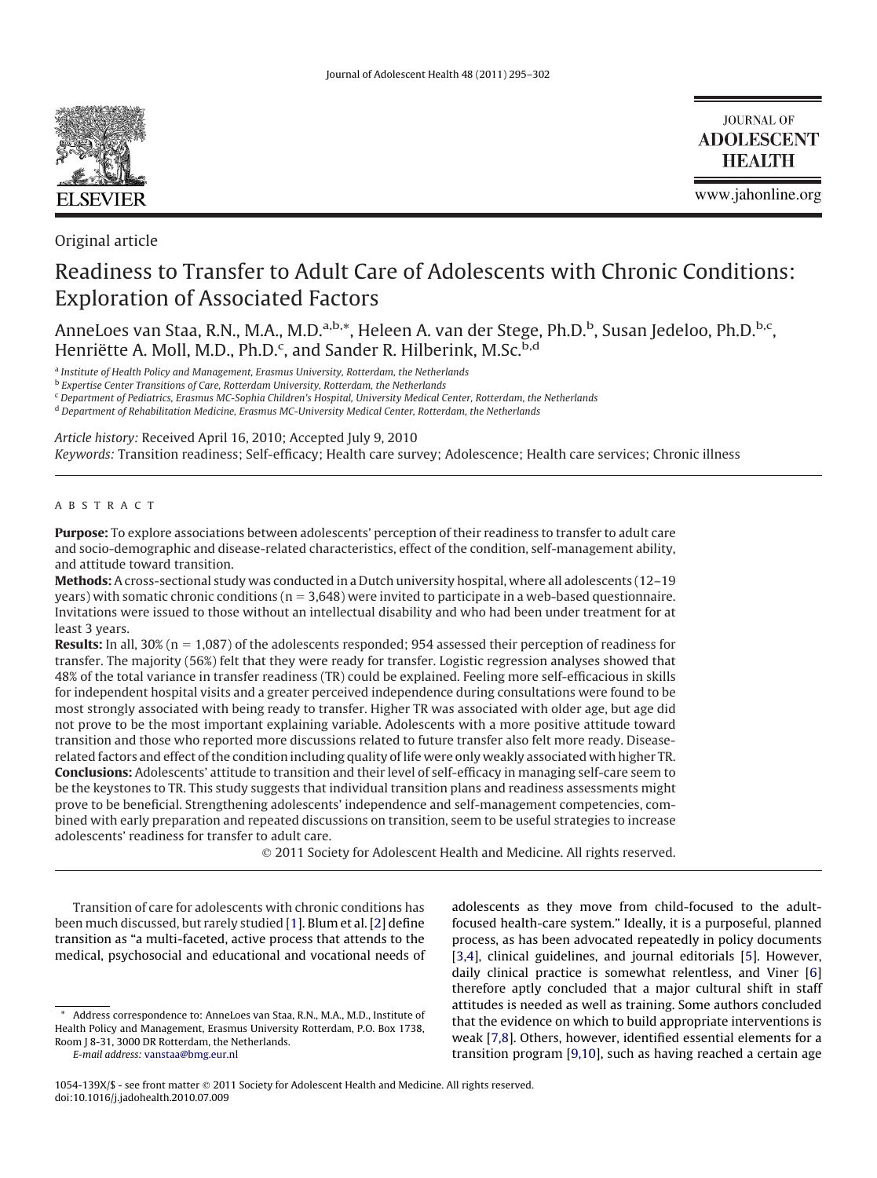Original article

# Readiness to Transfer to Adult Care of Adolescents with Chronic Conditions: Exploration of Associated Factors

AnneLoes van Staa, R.N., M.A., M.D.[a,b,*], Heleen A. van der Stege, Ph.D.[b], Susan Jedeloo, Ph.D.[b,c], Henriëtte A. Moll, M.D., Ph.D.[c], and Sander R. Hilberink, M.Sc.[b,d]

[a] *Institute of Health Policy and Management, Erasmus University, Rotterdam, the Netherlands*
[b] *Expertise Center Transitions of Care, Rotterdam University, Rotterdam, the Netherlands*
[c] *Department of Pediatrics, Erasmus MC-Sophia Children's Hospital, University Medical Center, Rotterdam, the Netherlands*
[d] *Department of Rehabilitation Medicine, Erasmus MC-University Medical Center, Rotterdam, the Netherlands*

*Article history:* Received April 16, 2010; Accepted July 9, 2010
*Keywords:* Transition readiness; Self-efficacy; Health care survey; Adolescence; Health care services; Chronic illness

## ABSTRACT

**Purpose:** To explore associations between adolescents' perception of their readiness to transfer to adult care and socio-demographic and disease-related characteristics, effect of the condition, self-management ability, and attitude toward transition.

**Methods:** A cross-sectional study was conducted in a Dutch university hospital, where all adolescents (12–19 years) with somatic chronic conditions (n = 3,648) were invited to participate in a web-based questionnaire. Invitations were issued to those without an intellectual disability and who had been under treatment for at least 3 years.

**Results:** In all, 30% (n = 1,087) of the adolescents responded; 954 assessed their perception of readiness for transfer. The majority (56%) felt that they were ready for transfer. Logistic regression analyses showed that 48% of the total variance in transfer readiness (TR) could be explained. Feeling more self-efficacious in skills for independent hospital visits and a greater perceived independence during consultations were found to be most strongly associated with being ready to transfer. Higher TR was associated with older age, but age did not prove to be the most important explaining variable. Adolescents with a more positive attitude toward transition and those who reported more discussions related to future transfer also felt more ready. Disease-related factors and effect of the condition including quality of life were only weakly associated with higher TR.

**Conclusions:** Adolescents' attitude to transition and their level of self-efficacy in managing self-care seem to be the keystones to TR. This study suggests that individual transition plans and readiness assessments might prove to be beneficial. Strengthening adolescents' independence and self-management competencies, combined with early preparation and repeated discussions on transition, seem to be useful strategies to increase adolescents' readiness for transfer to adult care.

© 2011 Society for Adolescent Health and Medicine. All rights reserved.

Transition of care for adolescents with chronic conditions has been much discussed, but rarely studied [1]. Blum et al. [2] define transition as "a multi-faceted, active process that attends to the medical, psychosocial and educational and vocational needs of adolescents as they move from child-focused to the adult-focused health-care system." Ideally, it is a purposeful, planned process, as has been advocated repeatedly in policy documents [3,4], clinical guidelines, and journal editorials [5]. However, daily clinical practice is somewhat relentless, and Viner [6] therefore aptly concluded that a major cultural shift in staff attitudes is needed as well as training. Some authors concluded that the evidence on which to build appropriate interventions is weak [7,8]. Others, however, identified essential elements for a transition program [9,10], such as having reached a certain age

* Address correspondence to: AnneLoes van Staa, R.N., M.A., M.D., Institute of Health Policy and Management, Erasmus University Rotterdam, P.O. Box 1738, Room J 8-31, 3000 DR Rotterdam, the Netherlands.
*E-mail address:* vanstaa@bmg.eur.nl

1054-139X/$ - see front matter © 2011 Society for Adolescent Health and Medicine. All rights reserved.
doi:10.1016/j.jadohealth.2010.07.009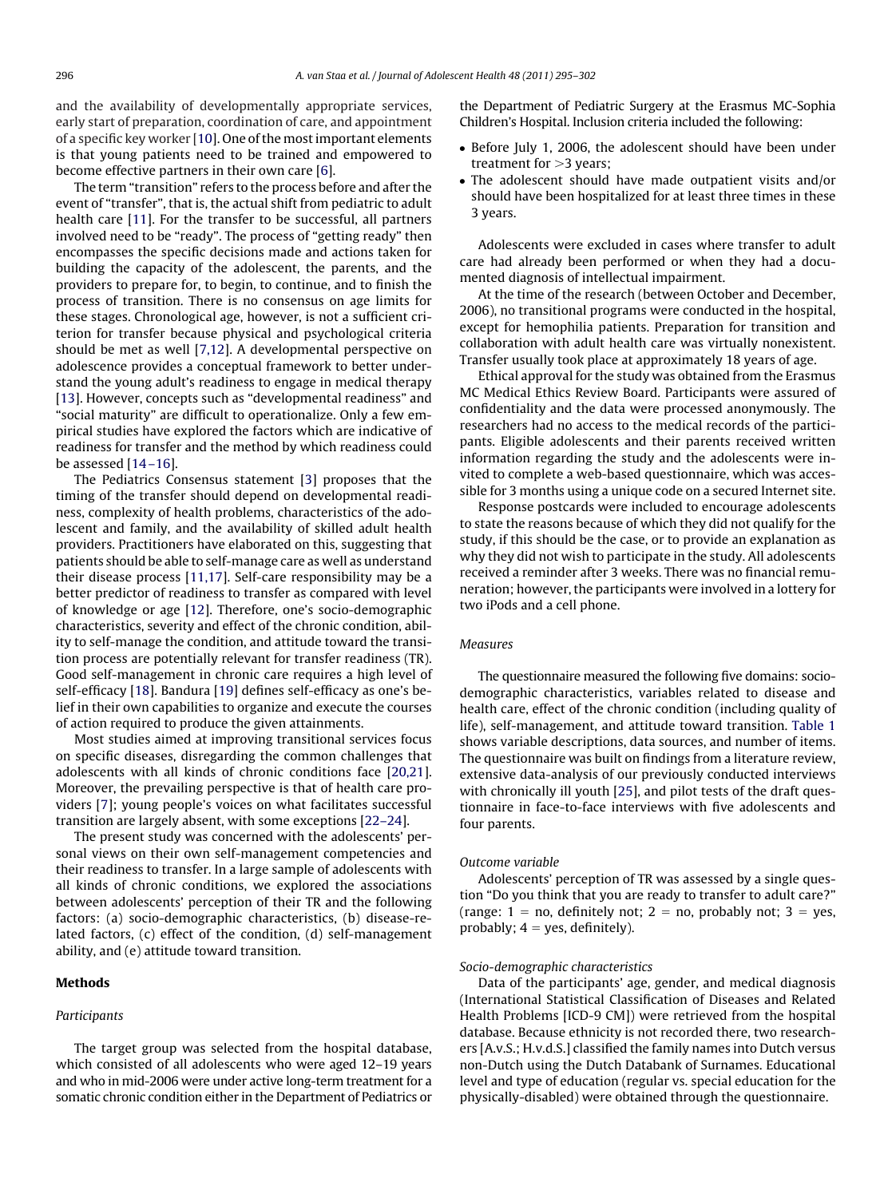and the availability of developmentally appropriate services, early start of preparation, coordination of care, and appointment of a specific key worker [10]. One of the most important elements is that young patients need to be trained and empowered to become effective partners in their own care [6].

The term "transition" refers to the process before and after the event of "transfer", that is, the actual shift from pediatric to adult health care [11]. For the transfer to be successful, all partners involved need to be "ready". The process of "getting ready" then encompasses the specific decisions made and actions taken for building the capacity of the adolescent, the parents, and the providers to prepare for, to begin, to continue, and to finish the process of transition. There is no consensus on age limits for these stages. Chronological age, however, is not a sufficient criterion for transfer because physical and psychological criteria should be met as well [7,12]. A developmental perspective on adolescence provides a conceptual framework to better understand the young adult's readiness to engage in medical therapy [13]. However, concepts such as "developmental readiness" and "social maturity" are difficult to operationalize. Only a few empirical studies have explored the factors which are indicative of readiness for transfer and the method by which readiness could be assessed [14–16].

The Pediatrics Consensus statement [3] proposes that the timing of the transfer should depend on developmental readiness, complexity of health problems, characteristics of the adolescent and family, and the availability of skilled adult health providers. Practitioners have elaborated on this, suggesting that patients should be able to self-manage care as well as understand their disease process [11,17]. Self-care responsibility may be a better predictor of readiness to transfer as compared with level of knowledge or age [12]. Therefore, one's socio-demographic characteristics, severity and effect of the chronic condition, ability to self-manage the condition, and attitude toward the transition process are potentially relevant for transfer readiness (TR). Good self-management in chronic care requires a high level of self-efficacy [18]. Bandura [19] defines self-efficacy as one's belief in their own capabilities to organize and execute the courses of action required to produce the given attainments.

Most studies aimed at improving transitional services focus on specific diseases, disregarding the common challenges that adolescents with all kinds of chronic conditions face [20,21]. Moreover, the prevailing perspective is that of health care providers [7]; young people's voices on what facilitates successful transition are largely absent, with some exceptions [22–24].

The present study was concerned with the adolescents' personal views on their own self-management competencies and their readiness to transfer. In a large sample of adolescents with all kinds of chronic conditions, we explored the associations between adolescents' perception of their TR and the following factors: (a) socio-demographic characteristics, (b) disease-related factors, (c) effect of the condition, (d) self-management ability, and (e) attitude toward transition.

## Methods

### Participants

The target group was selected from the hospital database, which consisted of all adolescents who were aged 12–19 years and who in mid-2006 were under active long-term treatment for a somatic chronic condition either in the Department of Pediatrics or the Department of Pediatric Surgery at the Erasmus MC-Sophia Children's Hospital. Inclusion criteria included the following:

- Before July 1, 2006, the adolescent should have been under treatment for >3 years;
- The adolescent should have made outpatient visits and/or should have been hospitalized for at least three times in these 3 years.

Adolescents were excluded in cases where transfer to adult care had already been performed or when they had a documented diagnosis of intellectual impairment.

At the time of the research (between October and December, 2006), no transitional programs were conducted in the hospital, except for hemophilia patients. Preparation for transition and collaboration with adult health care was virtually nonexistent. Transfer usually took place at approximately 18 years of age.

Ethical approval for the study was obtained from the Erasmus MC Medical Ethics Review Board. Participants were assured of confidentiality and the data were processed anonymously. The researchers had no access to the medical records of the participants. Eligible adolescents and their parents received written information regarding the study and the adolescents were invited to complete a web-based questionnaire, which was accessible for 3 months using a unique code on a secured Internet site.

Response postcards were included to encourage adolescents to state the reasons because of which they did not qualify for the study, if this should be the case, or to provide an explanation as why they did not wish to participate in the study. All adolescents received a reminder after 3 weeks. There was no financial remuneration; however, the participants were involved in a lottery for two iPods and a cell phone.

### Measures

The questionnaire measured the following five domains: socio-demographic characteristics, variables related to disease and health care, effect of the chronic condition (including quality of life), self-management, and attitude toward transition. Table 1 shows variable descriptions, data sources, and number of items. The questionnaire was built on findings from a literature review, extensive data-analysis of our previously conducted interviews with chronically ill youth [25], and pilot tests of the draft questionnaire in face-to-face interviews with five adolescents and four parents.

#### Outcome variable

Adolescents' perception of TR was assessed by a single question "Do you think that you are ready to transfer to adult care?" (range: 1 = no, definitely not; 2 = no, probably not; 3 = yes, probably; 4 = yes, definitely).

#### Socio-demographic characteristics

Data of the participants' age, gender, and medical diagnosis (International Statistical Classification of Diseases and Related Health Problems [ICD-9 CM]) were retrieved from the hospital database. Because ethnicity is not recorded there, two researchers [A.v.S.; H.v.d.S.] classified the family names into Dutch versus non-Dutch using the Dutch Databank of Surnames. Educational level and type of education (regular vs. special education for the physically-disabled) were obtained through the questionnaire.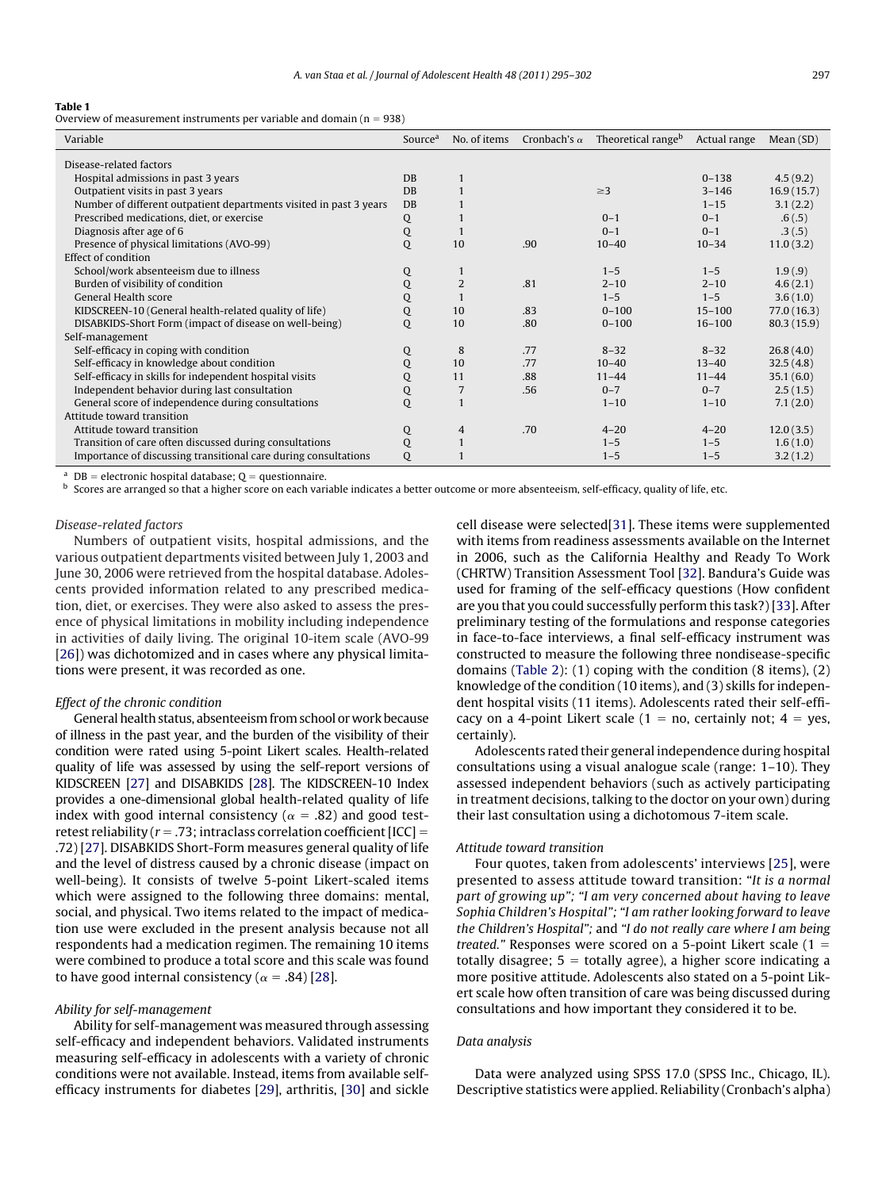**Table 1**
Overview of measurement instruments per variable and domain (n = 938)

| Variable | Source[a] | No. of items | Cronbach's α | Theoretical range[b] | Actual range | Mean (SD) |
|---|---|---|---|---|---|---|
| Disease-related factors | | | | | | |
| Hospital admissions in past 3 years | DB | 1 | | | 0–138 | 4.5 (9.2) |
| Outpatient visits in past 3 years | DB | 1 | | ≥3 | 3–146 | 16.9 (15.7) |
| Number of different outpatient departments visited in past 3 years | DB | 1 | | | 1–15 | 3.1 (2.2) |
| Prescribed medications, diet, or exercise | Q | 1 | | 0–1 | 0–1 | .6 (.5) |
| Diagnosis after age of 6 | Q | 1 | | 0–1 | 0–1 | .3 (.5) |
| Presence of physical limitations (AVO-99) | Q | 10 | .90 | 10–40 | 10–34 | 11.0 (3.2) |
| Effect of condition | | | | | | |
| School/work absenteeism due to illness | Q | 1 | | 1–5 | 1–5 | 1.9 (.9) |
| Burden of visibility of condition | Q | 2 | .81 | 2–10 | 2–10 | 4.6 (2.1) |
| General Health score | Q | 1 | | 1–5 | 1–5 | 3.6 (1.0) |
| KIDSCREEN-10 (General health-related quality of life) | Q | 10 | .83 | 0–100 | 15–100 | 77.0 (16.3) |
| DISABKIDS-Short Form (impact of disease on well-being) | Q | 10 | .80 | 0–100 | 16–100 | 80.3 (15.9) |
| Self-management | | | | | | |
| Self-efficacy in coping with condition | Q | 8 | .77 | 8–32 | 8–32 | 26.8 (4.0) |
| Self-efficacy in knowledge about condition | Q | 10 | .77 | 10–40 | 13–40 | 32.5 (4.8) |
| Self-efficacy in skills for independent hospital visits | Q | 11 | .88 | 11–44 | 11–44 | 35.1 (6.0) |
| Independent behavior during last consultation | Q | 7 | .56 | 0–7 | 0–7 | 2.5 (1.5) |
| General score of independence during consultations | Q | 1 | | 1–10 | 1–10 | 7.1 (2.0) |
| Attitude toward transition | | | | | | |
| Attitude toward transition | Q | 4 | .70 | 4–20 | 4–20 | 12.0 (3.5) |
| Transition of care often discussed during consultations | Q | 1 | | 1–5 | 1–5 | 1.6 (1.0) |
| Importance of discussing transitional care during consultations | Q | 1 | | 1–5 | 1–5 | 3.2 (1.2) |

[a] DB = electronic hospital database; Q = questionnaire.
[b] Scores are arranged so that a higher score on each variable indicates a better outcome or more absenteeism, self-efficacy, quality of life, etc.

*Disease-related factors*

Numbers of outpatient visits, hospital admissions, and the various outpatient departments visited between July 1, 2003 and June 30, 2006 were retrieved from the hospital database. Adolescents provided information related to any prescribed medication, diet, or exercises. They were also asked to assess the presence of physical limitations in mobility including independence in activities of daily living. The original 10-item scale (AVO-99 [26]) was dichotomized and in cases where any physical limitations were present, it was recorded as one.

*Effect of the chronic condition*

General health status, absenteeism from school or work because of illness in the past year, and the burden of the visibility of their condition were rated using 5-point Likert scales. Health-related quality of life was assessed by using the self-report versions of KIDSCREEN [27] and DISABKIDS [28]. The KIDSCREEN-10 Index provides a one-dimensional global health-related quality of life index with good internal consistency ($\alpha$ = .82) and good test-retest reliability ($r$ = .73; intraclass correlation coefficient [ICC] = .72) [27]. DISABKIDS Short-Form measures general quality of life and the level of distress caused by a chronic disease (impact on well-being). It consists of twelve 5-point Likert-scaled items which were assigned to the following three domains: mental, social, and physical. Two items related to the impact of medication use were excluded in the present analysis because not all respondents had a medication regimen. The remaining 10 items were combined to produce a total score and this scale was found to have good internal consistency ($\alpha$ = .84) [28].

*Ability for self-management*

Ability for self-management was measured through assessing self-efficacy and independent behaviors. Validated instruments measuring self-efficacy in adolescents with a variety of chronic conditions were not available. Instead, items from available self-efficacy instruments for diabetes [29], arthritis, [30] and sickle cell disease were selected[31]. These items were supplemented with items from readiness assessments available on the Internet in 2006, such as the California Healthy and Ready To Work (CHRTW) Transition Assessment Tool [32]. Bandura's Guide was used for framing of the self-efficacy questions (How confident are you that you could successfully perform this task?) [33]. After preliminary testing of the formulations and response categories in face-to-face interviews, a final self-efficacy instrument was constructed to measure the following three nondisease-specific domains (Table 2): (1) coping with the condition (8 items), (2) knowledge of the condition (10 items), and (3) skills for independent hospital visits (11 items). Adolescents rated their self-efficacy on a 4-point Likert scale (1 = no, certainly not; 4 = yes, certainly).

Adolescents rated their general independence during hospital consultations using a visual analogue scale (range: 1–10). They assessed independent behaviors (such as actively participating in treatment decisions, talking to the doctor on your own) during their last consultation using a dichotomous 7-item scale.

*Attitude toward transition*

Four quotes, taken from adolescents' interviews [25], were presented to assess attitude toward transition: "*It is a normal part of growing up*"; "*I am very concerned about having to leave Sophia Children's Hospital*"; "*I am rather looking forward to leave the Children's Hospital*"; and "*I do not really care where I am being treated.*" Responses were scored on a 5-point Likert scale (1 = totally disagree; 5 = totally agree), a higher score indicating a more positive attitude. Adolescents also stated on a 5-point Likert scale how often transition of care was being discussed during consultations and how important they considered it to be.

*Data analysis*

Data were analyzed using SPSS 17.0 (SPSS Inc., Chicago, IL). Descriptive statistics were applied. Reliability (Cronbach's alpha)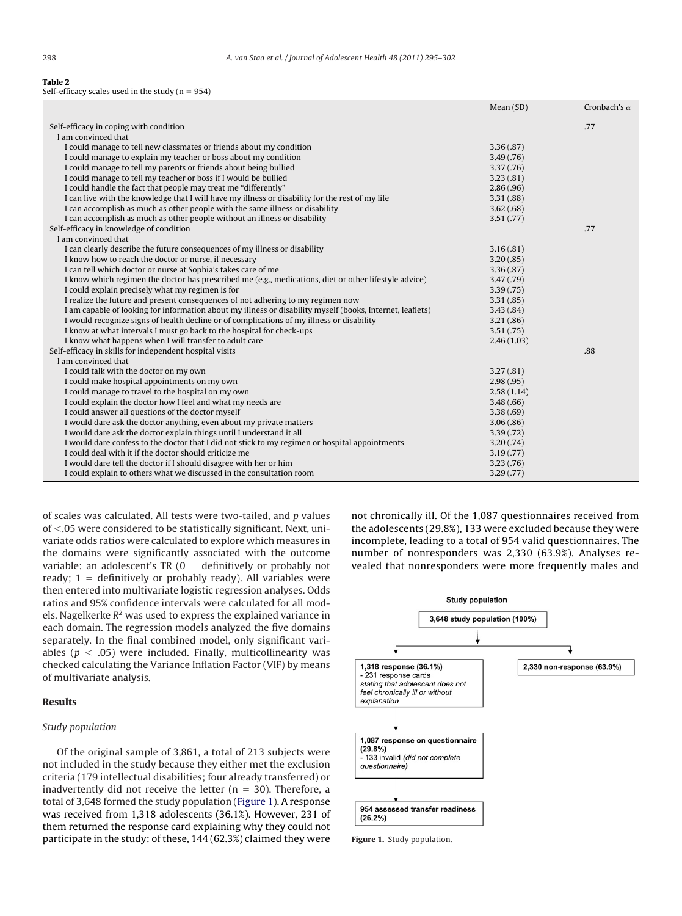**Table 2**
Self-efficacy scales used in the study (n = 954)

| | Mean (SD) | Cronbach's α |
|---|---|---|
| Self-efficacy in coping with condition | | .77 |
| I am convinced that | | |
| I could manage to tell new classmates or friends about my condition | 3.36 (.87) | |
| I could manage to explain my teacher or boss about my condition | 3.49 (.76) | |
| I could manage to tell my parents or friends about being bullied | 3.37 (.76) | |
| I could manage to tell my teacher or boss if I would be bullied | 3.23 (.81) | |
| I could handle the fact that people may treat me "differently" | 2.86 (.96) | |
| I can live with the knowledge that I will have my illness or disability for the rest of my life | 3.31 (.88) | |
| I can accomplish as much as other people with the same illness or disability | 3.62 (.68) | |
| I can accomplish as much as other people without an illness or disability | 3.51 (.77) | |
| Self-efficacy in knowledge of condition | | .77 |
| I am convinced that | | |
| I can clearly describe the future consequences of my illness or disability | 3.16 (.81) | |
| I know how to reach the doctor or nurse, if necessary | 3.20 (.85) | |
| I can tell which doctor or nurse at Sophia's takes care of me | 3.36 (.87) | |
| I know which regimen the doctor has prescribed me (e.g., medications, diet or other lifestyle advice) | 3.47 (.79) | |
| I could explain precisely what my regimen is for | 3.39 (.75) | |
| I realize the future and present consequences of not adhering to my regimen now | 3.31 (.85) | |
| I am capable of looking for information about my illness or disability myself (books, Internet, leaflets) | 3.43 (.84) | |
| I would recognize signs of health decline or of complications of my illness or disability | 3.21 (.86) | |
| I know at what intervals I must go back to the hospital for check-ups | 3.51 (.75) | |
| I know what happens when I will transfer to adult care | 2.46 (1.03) | |
| Self-efficacy in skills for independent hospital visits | | .88 |
| I am convinced that | | |
| I could talk with the doctor on my own | 3.27 (.81) | |
| I could make hospital appointments on my own | 2.98 (.95) | |
| I could manage to travel to the hospital on my own | 2.58 (1.14) | |
| I could explain the doctor how I feel and what my needs are | 3.48 (.66) | |
| I could answer all questions of the doctor myself | 3.38 (.69) | |
| I would dare ask the doctor anything, even about my private matters | 3.06 (.86) | |
| I would dare ask the doctor explain things until I understand it all | 3.39 (.72) | |
| I would dare confess to the doctor that I did not stick to my regimen or hospital appointments | 3.20 (.74) | |
| I could deal with it if the doctor should criticize me | 3.19 (.77) | |
| I would dare tell the doctor if I should disagree with her or him | 3.23 (.76) | |
| I could explain to others what we discussed in the consultation room | 3.29 (.77) | |

of scales was calculated. All tests were two-tailed, and $p$ values of $<.05$ were considered to be statistically significant. Next, univariate odds ratios were calculated to explore which measures in the domains were significantly associated with the outcome variable: an adolescent's TR (0 = definitively or probably not ready; 1 = definitively or probably ready). All variables were then entered into multivariate logistic regression analyses. Odds ratios and 95% confidence intervals were calculated for all models. Nagelkerke $R^2$ was used to express the explained variance in each domain. The regression models analyzed the five domains separately. In the final combined model, only significant variables ($p < .05$) were included. Finally, multicollinearity was checked calculating the Variance Inflation Factor (VIF) by means of multivariate analysis.

## Results

### *Study population*

Of the original sample of 3,861, a total of 213 subjects were not included in the study because they either met the exclusion criteria (179 intellectual disabilities; four already transferred) or inadvertently did not receive the letter (n = 30). Therefore, a total of 3,648 formed the study population (Figure 1). A response was received from 1,318 adolescents (36.1%). However, 231 of them returned the response card explaining why they could not participate in the study: of these, 144 (62.3%) claimed they were not chronically ill. Of the 1,087 questionnaires received from the adolescents (29.8%), 133 were excluded because they were incomplete, leading to a total of 954 valid questionnaires. The number of nonresponders was 2,330 (63.9%). Analyses revealed that nonresponders were more frequently males and

**Study population**

3,648 study population (100%)

1,318 response (36.1%)
- 231 response cards *stating that adolescent does not feel chronically ill or without explanation*

2,330 non-response (63.9%)

1,087 response on questionnaire (29.8%)
- 133 invalid *(did not complete questionnaire)*

954 assessed transfer readiness (26.2%)

**Figure 1.** Study population.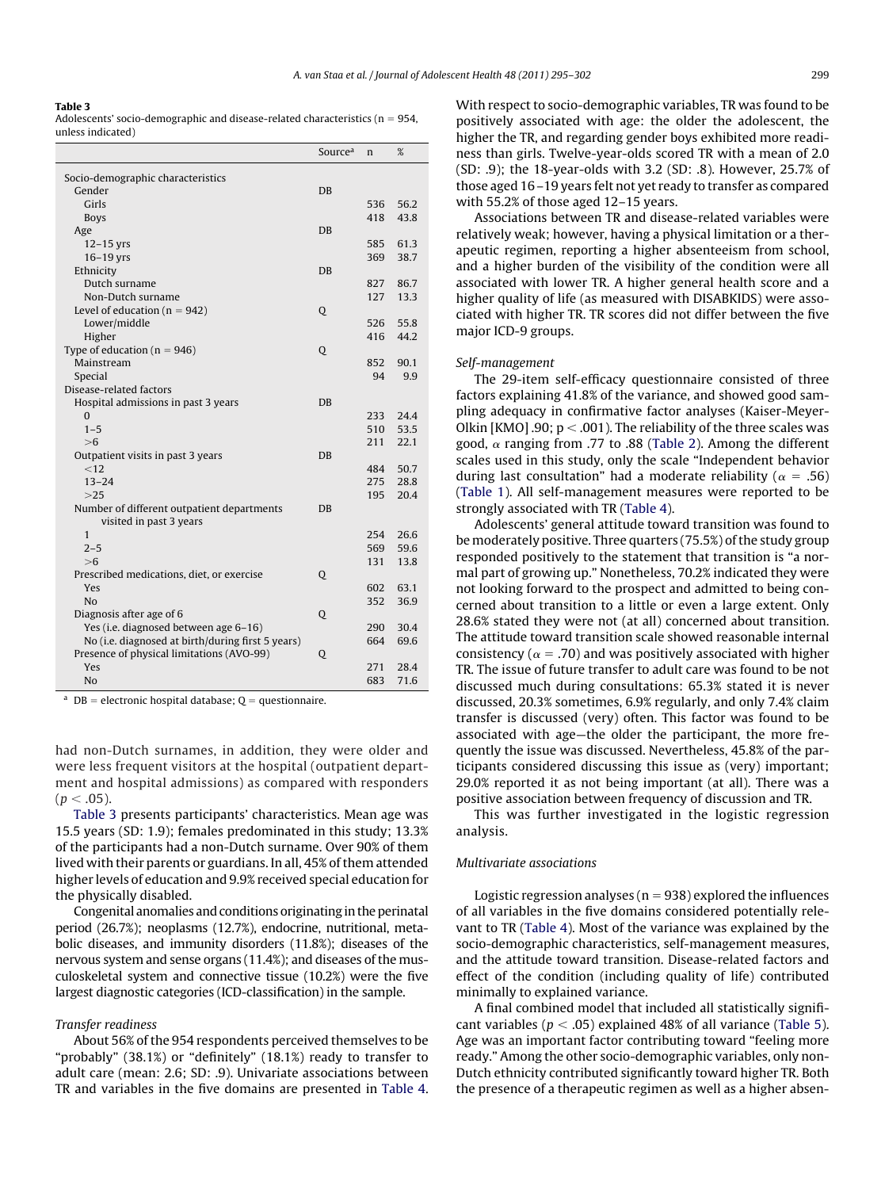**Table 3**
Adolescents' socio-demographic and disease-related characteristics (n = 954, unless indicated)

| | Source[a] | n | % |
|---|---|---|---|
| Socio-demographic characteristics | | | |
| Gender | DB | | |
| Girls | | 536 | 56.2 |
| Boys | | 418 | 43.8 |
| Age | DB | | |
| 12–15 yrs | | 585 | 61.3 |
| 16–19 yrs | | 369 | 38.7 |
| Ethnicity | DB | | |
| Dutch surname | | 827 | 86.7 |
| Non-Dutch surname | | 127 | 13.3 |
| Level of education (n = 942) | Q | | |
| Lower/middle | | 526 | 55.8 |
| Higher | | 416 | 44.2 |
| Type of education (n = 946) | Q | | |
| Mainstream | | 852 | 90.1 |
| Special | | 94 | 9.9 |
| Disease-related factors | | | |
| Hospital admissions in past 3 years | DB | | |
| 0 | | 233 | 24.4 |
| 1–5 | | 510 | 53.5 |
| >6 | | 211 | 22.1 |
| Outpatient visits in past 3 years | DB | | |
| <12 | | 484 | 50.7 |
| 13–24 | | 275 | 28.8 |
| >25 | | 195 | 20.4 |
| Number of different outpatient departments visited in past 3 years | DB | | |
| 1 | | 254 | 26.6 |
| 2–5 | | 569 | 59.6 |
| >6 | | 131 | 13.8 |
| Prescribed medications, diet, or exercise | Q | | |
| Yes | | 602 | 63.1 |
| No | | 352 | 36.9 |
| Diagnosis after age of 6 | Q | | |
| Yes (i.e. diagnosed between age 6–16) | | 290 | 30.4 |
| No (i.e. diagnosed at birth/during first 5 years) | | 664 | 69.6 |
| Presence of physical limitations (AVO-99) | Q | | |
| Yes | | 271 | 28.4 |
| No | | 683 | 71.6 |

[a] DB = electronic hospital database; Q = questionnaire.

had non-Dutch surnames, in addition, they were older and were less frequent visitors at the hospital (outpatient department and hospital admissions) as compared with responders ($p < .05$).

Table 3 presents participants' characteristics. Mean age was 15.5 years (SD: 1.9); females predominated in this study; 13.3% of the participants had a non-Dutch surname. Over 90% of them lived with their parents or guardians. In all, 45% of them attended higher levels of education and 9.9% received special education for the physically disabled.

Congenital anomalies and conditions originating in the perinatal period (26.7%); neoplasms (12.7%), endocrine, nutritional, metabolic diseases, and immunity disorders (11.8%); diseases of the nervous system and sense organs (11.4%); and diseases of the musculoskeletal system and connective tissue (10.2%) were the five largest diagnostic categories (ICD-classification) in the sample.

### *Transfer readiness*

About 56% of the 954 respondents perceived themselves to be "probably" (38.1%) or "definitely" (18.1%) ready to transfer to adult care (mean: 2.6; SD: .9). Univariate associations between TR and variables in the five domains are presented in Table 4. With respect to socio-demographic variables, TR was found to be positively associated with age: the older the adolescent, the higher the TR, and regarding gender boys exhibited more readiness than girls. Twelve-year-olds scored TR with a mean of 2.0 (SD: .9); the 18-year-olds with 3.2 (SD: .8). However, 25.7% of those aged 16–19 years felt not yet ready to transfer as compared with 55.2% of those aged 12–15 years.

Associations between TR and disease-related variables were relatively weak; however, having a physical limitation or a therapeutic regimen, reporting a higher absenteeism from school, and a higher burden of the visibility of the condition were all associated with lower TR. A higher general health score and a higher quality of life (as measured with DISABKIDS) were associated with higher TR. TR scores did not differ between the five major ICD-9 groups.

### *Self-management*

The 29-item self-efficacy questionnaire consisted of three factors explaining 41.8% of the variance, and showed good sampling adequacy in confirmative factor analyses (Kaiser-Meyer-Olkin [KMO] .90; $p < .001$). The reliability of the three scales was good, $\alpha$ ranging from .77 to .88 (Table 2). Among the different scales used in this study, only the scale "Independent behavior during last consultation" had a moderate reliability ($\alpha = .56$) (Table 1). All self-management measures were reported to be strongly associated with TR (Table 4).

Adolescents' general attitude toward transition was found to be moderately positive. Three quarters (75.5%) of the study group responded positively to the statement that transition is "a normal part of growing up." Nonetheless, 70.2% indicated they were not looking forward to the prospect and admitted to being concerned about transition to a little or even a large extent. Only 28.6% stated they were not (at all) concerned about transition. The attitude toward transition scale showed reasonable internal consistency ($\alpha = .70$) and was positively associated with higher TR. The issue of future transfer to adult care was found to be not discussed much during consultations: 65.3% stated it is never discussed, 20.3% sometimes, 6.9% regularly, and only 7.4% claim transfer is discussed (very) often. This factor was found to be associated with age—the older the participant, the more frequently the issue was discussed. Nevertheless, 45.8% of the participants considered discussing this issue as (very) important; 29.0% reported it as not being important (at all). There was a positive association between frequency of discussion and TR.

This was further investigated in the logistic regression analysis.

### *Multivariate associations*

Logistic regression analyses (n = 938) explored the influences of all variables in the five domains considered potentially relevant to TR (Table 4). Most of the variance was explained by the socio-demographic characteristics, self-management measures, and the attitude toward transition. Disease-related factors and effect of the condition (including quality of life) contributed minimally to explained variance.

A final combined model that included all statistically significant variables ($p < .05$) explained 48% of all variance (Table 5). Age was an important factor contributing toward "feeling more ready." Among the other socio-demographic variables, only non-Dutch ethnicity contributed significantly toward higher TR. Both the presence of a therapeutic regimen as well as a higher absen-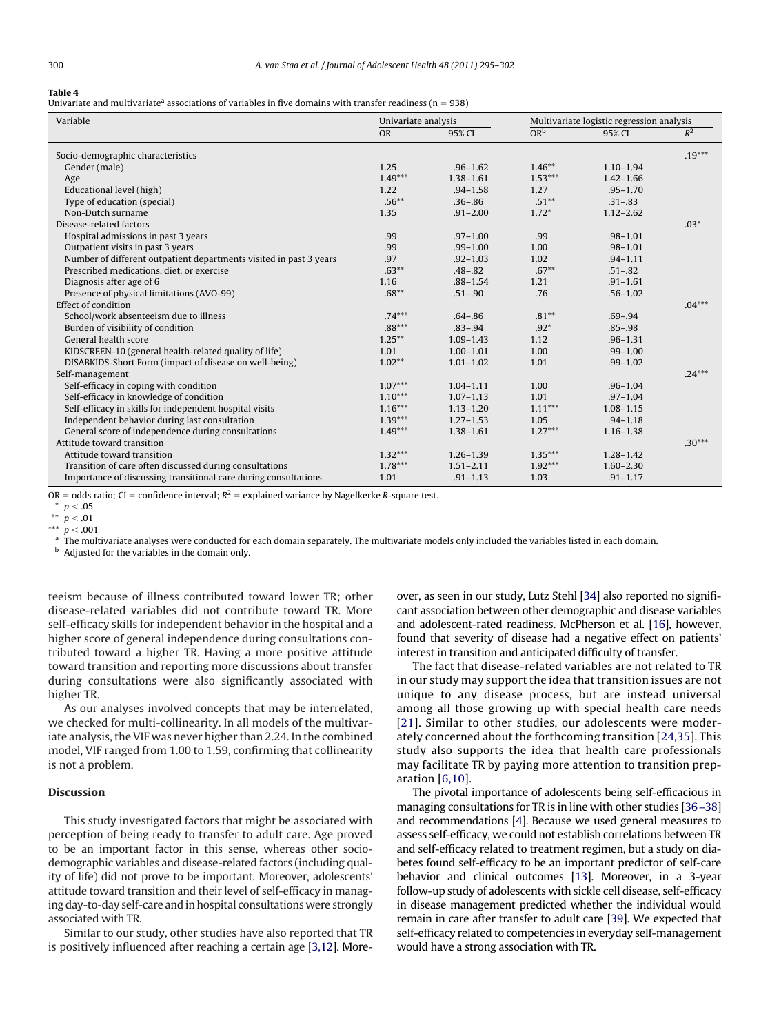**Table 4**

Univariate and multivariate[a] associations of variables in five domains with transfer readiness (n = 938)

| Variable | Univariate analysis | | Multivariate logistic regression analysis | | |
|---|---|---|---|---|---|
| | OR | 95% CI | OR[b] | 95% CI | $R^2$ |
| Socio-demographic characteristics | | | | | .19*** |
| Gender (male) | 1.25 | .96–1.62 | 1.46** | 1.10–1.94 | |
| Age | 1.49*** | 1.38–1.61 | 1.53*** | 1.42–1.66 | |
| Educational level (high) | 1.22 | .94–1.58 | 1.27 | .95–1.70 | |
| Type of education (special) | .56** | .36–.86 | .51** | .31–.83 | |
| Non-Dutch surname | 1.35 | .91–2.00 | 1.72* | 1.12–2.62 | |
| Disease-related factors | | | | | .03* |
| Hospital admissions in past 3 years | .99 | .97–1.00 | .99 | .98–1.01 | |
| Outpatient visits in past 3 years | .99 | .99–1.00 | 1.00 | .98–1.01 | |
| Number of different outpatient departments visited in past 3 years | .97 | .92–1.03 | 1.02 | .94–1.11 | |
| Prescribed medications, diet, or exercise | .63** | .48–.82 | .67** | .51–.82 | |
| Diagnosis after age of 6 | 1.16 | .88–1.54 | 1.21 | .91–1.61 | |
| Presence of physical limitations (AVO-99) | .68** | .51–.90 | .76 | .56–1.02 | |
| Effect of condition | | | | | .04*** |
| School/work absenteeism due to illness | .74*** | .64–.86 | .81** | .69–.94 | |
| Burden of visibility of condition | .88*** | .83–.94 | .92* | .85–.98 | |
| General health score | 1.25** | 1.09–1.43 | 1.12 | .96–1.31 | |
| KIDSCREEN-10 (general health-related quality of life) | 1.01 | 1.00–1.01 | 1.00 | .99–1.00 | |
| DISABKIDS-Short Form (impact of disease on well-being) | 1.02** | 1.01–1.02 | 1.01 | .99–1.02 | |
| Self-management | | | | | .24*** |
| Self-efficacy in coping with condition | 1.07*** | 1.04–1.11 | 1.00 | .96–1.04 | |
| Self-efficacy in knowledge of condition | 1.10*** | 1.07–1.13 | 1.01 | .97–1.04 | |
| Self-efficacy in skills for independent hospital visits | 1.16*** | 1.13–1.20 | 1.11*** | 1.08–1.15 | |
| Independent behavior during last consultation | 1.39*** | 1.27–1.53 | 1.05 | .94–1.18 | |
| General score of independence during consultations | 1.49*** | 1.38–1.61 | 1.27*** | 1.16–1.38 | |
| Attitude toward transition | | | | | .30*** |
| Attitude toward transition | 1.32*** | 1.26–1.39 | 1.35*** | 1.28–1.42 | |
| Transition of care often discussed during consultations | 1.78*** | 1.51–2.11 | 1.92*** | 1.60–2.30 | |
| Importance of discussing transitional care during consultations | 1.01 | .91–1.13 | 1.03 | .91–1.17 | |

OR = odds ratio; CI = confidence interval; $R^2$ = explained variance by Nagelkerke R-square test.

* $p < .05$

** $p < .01$

*** $p < .001$

[a] The multivariate analyses were conducted for each domain separately. The multivariate models only included the variables listed in each domain.

[b] Adjusted for the variables in the domain only.

teeism because of illness contributed toward lower TR; other disease-related variables did not contribute toward TR. More self-efficacy skills for independent behavior in the hospital and a higher score of general independence during consultations contributed toward a higher TR. Having a more positive attitude toward transition and reporting more discussions about transfer during consultations were also significantly associated with higher TR.

As our analyses involved concepts that may be interrelated, we checked for multi-collinearity. In all models of the multivariate analysis, the VIF was never higher than 2.24. In the combined model, VIF ranged from 1.00 to 1.59, confirming that collinearity is not a problem.

## Discussion

This study investigated factors that might be associated with perception of being ready to transfer to adult care. Age proved to be an important factor in this sense, whereas other sociodemographic variables and disease-related factors (including quality of life) did not prove to be important. Moreover, adolescents' attitude toward transition and their level of self-efficacy in managing day-to-day self-care and in hospital consultations were strongly associated with TR.

Similar to our study, other studies have also reported that TR is positively influenced after reaching a certain age [3,12]. Moreover, as seen in our study, Lutz Stehl [34] also reported no significant association between other demographic and disease variables and adolescent-rated readiness. McPherson et al. [16], however, found that severity of disease had a negative effect on patients' interest in transition and anticipated difficulty of transfer.

The fact that disease-related variables are not related to TR in our study may support the idea that transition issues are not unique to any disease process, but are instead universal among all those growing up with special health care needs [21]. Similar to other studies, our adolescents were moderately concerned about the forthcoming transition [24,35]. This study also supports the idea that health care professionals may facilitate TR by paying more attention to transition preparation [6,10].

The pivotal importance of adolescents being self-efficacious in managing consultations for TR is in line with other studies [36–38] and recommendations [4]. Because we used general measures to assess self-efficacy, we could not establish correlations between TR and self-efficacy related to treatment regimen, but a study on diabetes found self-efficacy to be an important predictor of self-care behavior and clinical outcomes [13]. Moreover, in a 3-year follow-up study of adolescents with sickle cell disease, self-efficacy in disease management predicted whether the individual would remain in care after transfer to adult care [39]. We expected that self-efficacy related to competencies in everyday self-management would have a strong association with TR.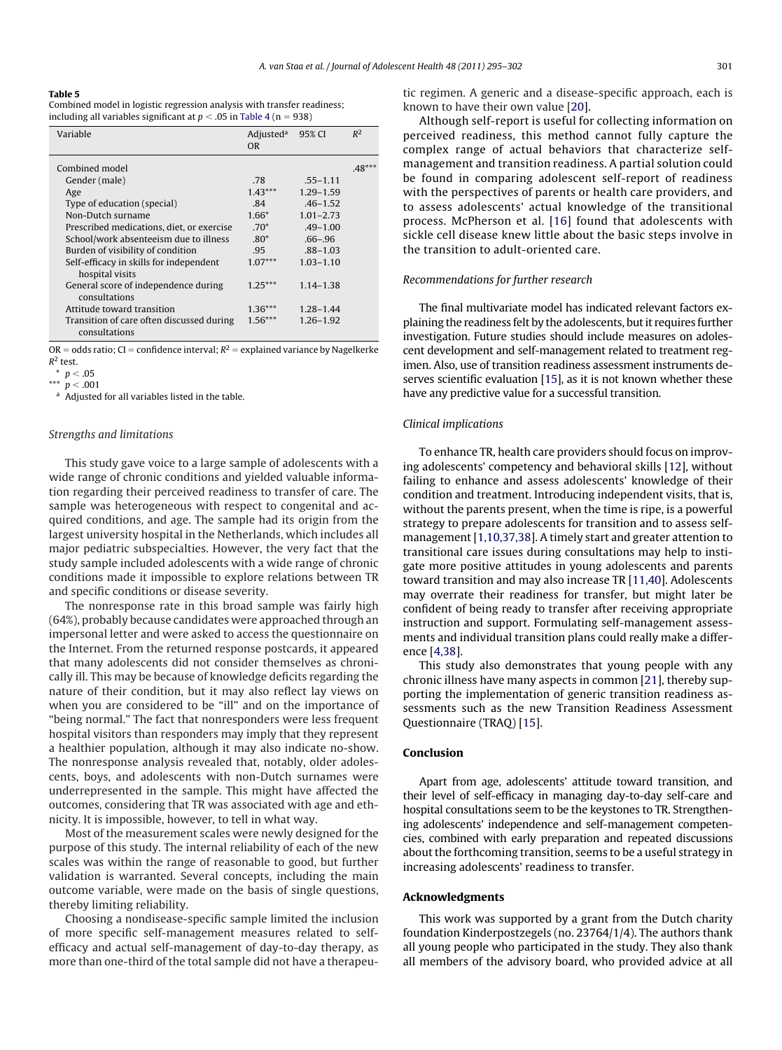**Table 5**
Combined model in logistic regression analysis with transfer readiness; including all variables significant at $p < .05$ in Table 4 (n = 938)

| Variable | Adjusted[a] OR | 95% CI | $R^2$ |
|---|---|---|---|
| Combined model | | | .48*** |
| Gender (male) | .78 | .55–1.11 | |
| Age | 1.43*** | 1.29–1.59 | |
| Type of education (special) | .84 | .46–1.52 | |
| Non-Dutch surname | 1.66* | 1.01–2.73 | |
| Prescribed medications, diet, or exercise | .70* | .49–1.00 | |
| School/work absenteeism due to illness | .80* | .66–.96 | |
| Burden of visibility of condition | .95 | .88–1.03 | |
| Self-efficacy in skills for independent hospital visits | 1.07*** | 1.03–1.10 | |
| General score of independence during consultations | 1.25*** | 1.14–1.38 | |
| Attitude toward transition | 1.36*** | 1.28–1.44 | |
| Transition of care often discussed during consultations | 1.56*** | 1.26–1.92 | |

OR = odds ratio; CI = confidence interval; $R^2$ = explained variance by Nagelkerke $R^2$ test.

\* $p < .05$

\*\*\* $p < .001$

[a] Adjusted for all variables listed in the table.

### Strengths and limitations

This study gave voice to a large sample of adolescents with a wide range of chronic conditions and yielded valuable information regarding their perceived readiness to transfer of care. The sample was heterogeneous with respect to congenital and acquired conditions, and age. The sample had its origin from the largest university hospital in the Netherlands, which includes all major pediatric subspecialties. However, the very fact that the study sample included adolescents with a wide range of chronic conditions made it impossible to explore relations between TR and specific conditions or disease severity.

The nonresponse rate in this broad sample was fairly high (64%), probably because candidates were approached through an impersonal letter and were asked to access the questionnaire on the Internet. From the returned response postcards, it appeared that many adolescents did not consider themselves as chronically ill. This may be because of knowledge deficits regarding the nature of their condition, but it may also reflect lay views on when you are considered to be "ill" and on the importance of "being normal." The fact that nonresponders were less frequent hospital visitors than responders may imply that they represent a healthier population, although it may also indicate no-show. The nonresponse analysis revealed that, notably, older adolescents, boys, and adolescents with non-Dutch surnames were underrepresented in the sample. This might have affected the outcomes, considering that TR was associated with age and ethnicity. It is impossible, however, to tell in what way.

Most of the measurement scales were newly designed for the purpose of this study. The internal reliability of each of the new scales was within the range of reasonable to good, but further validation is warranted. Several concepts, including the main outcome variable, were made on the basis of single questions, thereby limiting reliability.

Choosing a nondisease-specific sample limited the inclusion of more specific self-management measures related to self-efficacy and actual self-management of day-to-day therapy, as more than one-third of the total sample did not have a therapeutic regimen. A generic and a disease-specific approach, each is known to have their own value [20].

Although self-report is useful for collecting information on perceived readiness, this method cannot fully capture the complex range of actual behaviors that characterize self-management and transition readiness. A partial solution could be found in comparing adolescent self-report of readiness with the perspectives of parents or health care providers, and to assess adolescents' actual knowledge of the transitional process. McPherson et al. [16] found that adolescents with sickle cell disease knew little about the basic steps involve in the transition to adult-oriented care.

### Recommendations for further research

The final multivariate model has indicated relevant factors explaining the readiness felt by the adolescents, but it requires further investigation. Future studies should include measures on adolescent development and self-management related to treatment regimen. Also, use of transition readiness assessment instruments deserves scientific evaluation [15], as it is not known whether these have any predictive value for a successful transition.

### Clinical implications

To enhance TR, health care providers should focus on improving adolescents' competency and behavioral skills [12], without failing to enhance and assess adolescents' knowledge of their condition and treatment. Introducing independent visits, that is, without the parents present, when the time is ripe, is a powerful strategy to prepare adolescents for transition and to assess self-management [1,10,37,38]. A timely start and greater attention to transitional care issues during consultations may help to instigate more positive attitudes in young adolescents and parents toward transition and may also increase TR [11,40]. Adolescents may overrate their readiness for transfer, but might later be confident of being ready to transfer after receiving appropriate instruction and support. Formulating self-management assessments and individual transition plans could really make a difference [4,38].

This study also demonstrates that young people with any chronic illness have many aspects in common [21], thereby supporting the implementation of generic transition readiness assessments such as the new Transition Readiness Assessment Questionnaire (TRAQ) [15].

## Conclusion

Apart from age, adolescents' attitude toward transition, and their level of self-efficacy in managing day-to-day self-care and hospital consultations seem to be the keystones to TR. Strengthening adolescents' independence and self-management competencies, combined with early preparation and repeated discussions about the forthcoming transition, seems to be a useful strategy in increasing adolescents' readiness to transfer.

## Acknowledgments

This work was supported by a grant from the Dutch charity foundation Kinderpostzegels (no. 23764/1/4). The authors thank all young people who participated in the study. They also thank all members of the advisory board, who provided advice at all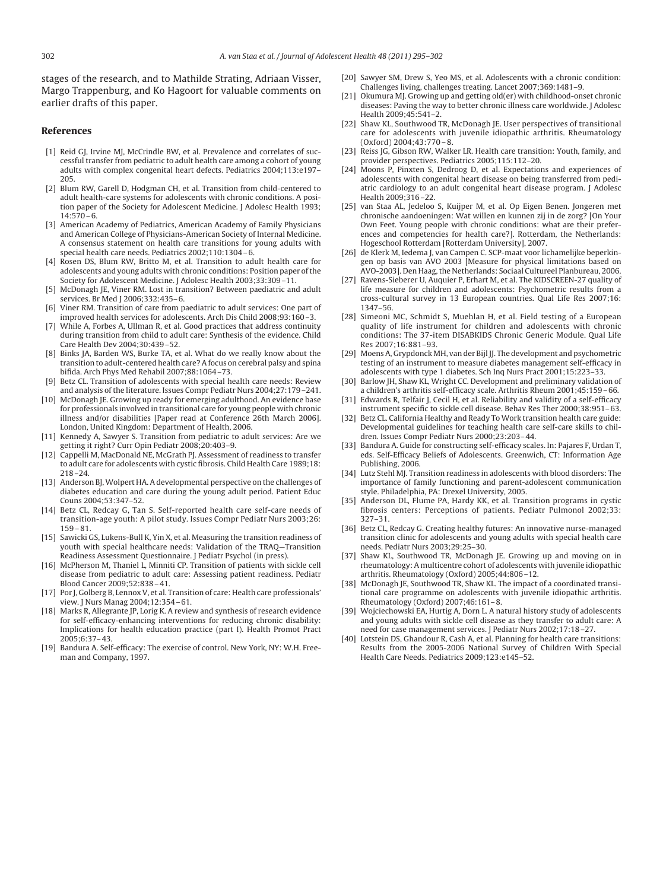stages of the research, and to Mathilde Strating, Adriaan Visser, Margo Trappenburg, and Ko Hagoort for valuable comments on earlier drafts of this paper.

## References

[1] Reid GJ, Irvine MJ, McCrindle BW, et al. Prevalence and correlates of successful transfer from pediatric to adult health care among a cohort of young adults with complex congenital heart defects. Pediatrics 2004;113:e197–205.

[2] Blum RW, Garell D, Hodgman CH, et al. Transition from child-centered to adult health-care systems for adolescents with chronic conditions. A position paper of the Society for Adolescent Medicine. J Adolesc Health 1993; 14:570–6.

[3] American Academy of Pediatrics, American Academy of Family Physicians and American College of Physicians-American Society of Internal Medicine. A consensus statement on health care transitions for young adults with special health care needs. Pediatrics 2002;110:1304–6.

[4] Rosen DS, Blum RW, Britto M, et al. Transition to adult health care for adolescents and young adults with chronic conditions: Position paper of the Society for Adolescent Medicine. J Adolesc Health 2003;33:309–11.

[5] McDonagh JE, Viner RM. Lost in transition? Between paediatric and adult services. Br Med J 2006;332:435–6.

[6] Viner RM. Transition of care from paediatric to adult services: One part of improved health services for adolescents. Arch Dis Child 2008;93:160–3.

[7] While A, Forbes A, Ullman R, et al. Good practices that address continuity during transition from child to adult care: Synthesis of the evidence. Child Care Health Dev 2004;30:439–52.

[8] Binks JA, Barden WS, Burke TA, et al. What do we really know about the transition to adult-centered health care? A focus on cerebral palsy and spina bifida. Arch Phys Med Rehabil 2007;88:1064–73.

[9] Betz CL. Transition of adolescents with special health care needs: Review and analysis of the literature. Issues Compr Pediatr Nurs 2004;27:179–241.

[10] McDonagh JE. Growing up ready for emerging adulthood. An evidence base for professionals involved in transitional care for young people with chronic illness and/or disabilities [Paper read at Conference 26th March 2006]. London, United Kingdom: Department of Health, 2006.

[11] Kennedy A, Sawyer S. Transition from pediatric to adult services: Are we getting it right? Curr Opin Pediatr 2008;20:403–9.

[12] Cappelli M, MacDonald NE, McGrath PJ. Assessment of readiness to transfer to adult care for adolescents with cystic fibrosis. Child Health Care 1989;18:218–24.

[13] Anderson BJ, Wolpert HA. A developmental perspective on the challenges of diabetes education and care during the young adult period. Patient Educ Couns 2004;53:347–52.

[14] Betz CL, Redcay G, Tan S. Self-reported health care self-care needs of transition-age youth: A pilot study. Issues Compr Pediatr Nurs 2003;26: 159–81.

[15] Sawicki GS, Lukens-Bull K, Yin X, et al. Measuring the transition readiness of youth with special healthcare needs: Validation of the TRAQ—Transition Readiness Assessment Questionnaire. J Pediatr Psychol (in press).

[16] McPherson M, Thaniel L, Minniti CP. Transition of patients with sickle cell disease from pediatric to adult care: Assessing patient readiness. Pediatr Blood Cancer 2009;52:838–41.

[17] Por J, Golberg B, Lennox V, et al. Transition of care: Health care professionals' view. J Nurs Manag 2004;12:354–61.

[18] Marks R, Allegrante JP, Lorig K. A review and synthesis of research evidence for self-efficacy-enhancing interventions for reducing chronic disability: Implications for health education practice (part I). Health Promot Pract 2005;6:37–43.

[19] Bandura A. Self-efficacy: The exercise of control. New York, NY: W.H. Freeman and Company, 1997.

[20] Sawyer SM, Drew S, Yeo MS, et al. Adolescents with a chronic condition: Challenges living, challenges treating. Lancet 2007;369:1481–9.

[21] Okumura MJ. Growing up and getting old(er) with childhood-onset chronic diseases: Paving the way to better chronic illness care worldwide. J Adolesc Health 2009;45:541–2.

[22] Shaw KL, Southwood TR, McDonagh JE. User perspectives of transitional care for adolescents with juvenile idiopathic arthritis. Rheumatology (Oxford) 2004;43:770–8.

[23] Reiss JG, Gibson RW, Walker LR. Health care transition: Youth, family, and provider perspectives. Pediatrics 2005;115:112–20.

[24] Moons P, Pinxten S, Dedroog D, et al. Expectations and experiences of adolescents with congenital heart disease on being transferred from pediatric cardiology to an adult congenital heart disease program. J Adolesc Health 2009;316–22.

[25] van Staa AL, Jedeloo S, Kuijper M, et al. Op Eigen Benen. Jongeren met chronische aandoeningen: Wat willen en kunnen zij in de zorg? [On Your Own Feet. Young people with chronic conditions: what are their preferences and competencies for health care?]. Rotterdam, the Netherlands: Hogeschool Rotterdam [Rotterdam University], 2007.

[26] de Klerk M, Iedema J, van Campen C. SCP-maat voor lichamelijke beperkingen op basis van AVO 2003 [Measure for physical limitations based on AVO-2003]. Den Haag, the Netherlands: Sociaal Cultureel Planbureau, 2006.

[27] Ravens-Sieberer U, Auquier P, Erhart M, et al. The KIDSCREEN-27 quality of life measure for children and adolescents: Psychometric results from a cross-cultural survey in 13 European countries. Qual Life Res 2007;16: 1347–56.

[28] Simeoni MC, Schmidt S, Muehlan H, et al. Field testing of a European quality of life instrument for children and adolescents with chronic conditions: The 37-item DISABKIDS Chronic Generic Module. Qual Life Res 2007;16:881–93.

[29] Moens A, Grypdonck MH, van der Bijl JJ. The development and psychometric testing of an instrument to measure diabetes management self-efficacy in adolescents with type 1 diabetes. Sch Inq Nurs Pract 2001;15:223–33.

[30] Barlow JH, Shaw KL, Wright CC. Development and preliminary validation of a children's arthritis self-efficacy scale. Arthritis Rheum 2001;45:159–66.

[31] Edwards R, Telfair J, Cecil H, et al. Reliability and validity of a self-efficacy instrument specific to sickle cell disease. Behav Res Ther 2000;38:951–63.

[32] Betz CL. California Healthy and Ready To Work transition health care guide: Developmental guidelines for teaching health care self-care skills to children. Issues Compr Pediatr Nurs 2000;23:203–44.

[33] Bandura A. Guide for constructing self-efficacy scales. In: Pajares F, Urdan T, eds. Self-Efficacy Beliefs of Adolescents. Greenwich, CT: Information Age Publishing, 2006.

[34] Lutz Stehl MJ. Transition readiness in adolescents with blood disorders: The importance of family functioning and parent-adolescent communication style. Philadelphia, PA: Drexel University, 2005.

[35] Anderson DL, Flume PA, Hardy KK, et al. Transition programs in cystic fibrosis centers: Perceptions of patients. Pediatr Pulmonol 2002;33: 327–31.

[36] Betz CL, Redcay G. Creating healthy futures: An innovative nurse-managed transition clinic for adolescents and young adults with special health care needs. Pediatr Nurs 2003;29:25–30.

[37] Shaw KL, Southwood TR, McDonagh JE. Growing up and moving on in rheumatology: A multicentre cohort of adolescents with juvenile idiopathic arthritis. Rheumatology (Oxford) 2005;44:806–12.

[38] McDonagh JE, Southwood TR, Shaw KL. The impact of a coordinated transitional care programme on adolescents with juvenile idiopathic arthritis. Rheumatology (Oxford) 2007;46:161–8.

[39] Wojciechowski EA, Hurtig A, Dorn L. A natural history study of adolescents and young adults with sickle cell disease as they transfer to adult care: A need for case management services. J Pediatr Nurs 2002;17:18–27.

[40] Lotstein DS, Ghandour R, Cash A, et al. Planning for health care transitions: Results from the 2005-2006 National Survey of Children With Special Health Care Needs. Pediatrics 2009;123:e145–52.